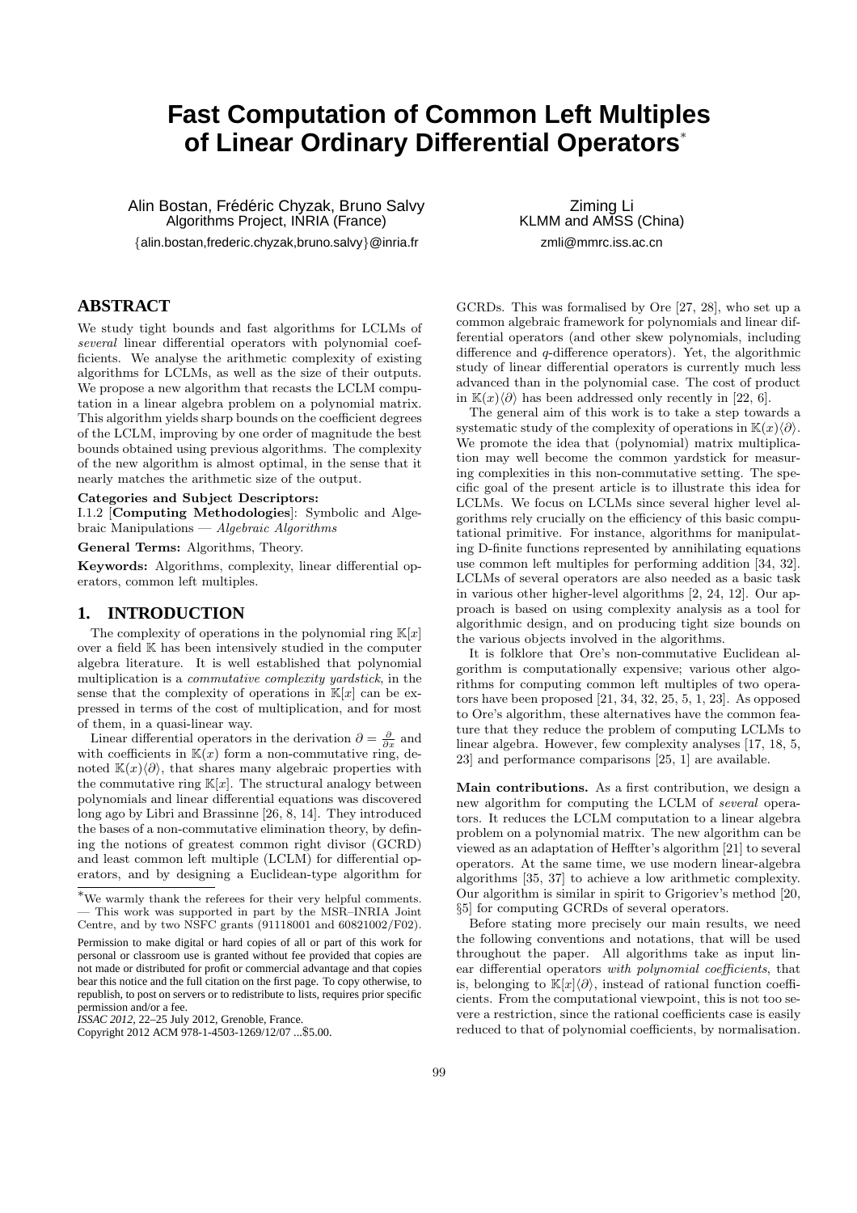# Fast Computation of Common Left Multiples of Linear Ordinary Differential Operators*

Alin Bostan, Frédéric Chyzak, Bruno Salvy
Algorithms Project, INRIA (France)
{alin.bostan,frederic.chyzak,bruno.salvy}@inria.fr

Ziming Li
KLMM and AMSS (China)
zmli@mmrc.iss.ac.cn

## ABSTRACT

We study tight bounds and fast algorithms for LCLMs of *several* linear differential operators with polynomial coefficients. We analyse the arithmetic complexity of existing algorithms for LCLMs, as well as the size of their outputs. We propose a new algorithm that recasts the LCLM computation in a linear algebra problem on a polynomial matrix. This algorithm yields sharp bounds on the coefficient degrees of the LCLM, improving by one order of magnitude the best bounds obtained using previous algorithms. The complexity of the new algorithm is almost optimal, in the sense that it nearly matches the arithmetic size of the output.

**Categories and Subject Descriptors:**
I.1.2 [**Computing Methodologies**]: Symbolic and Algebraic Manipulations — *Algebraic Algorithms*

**General Terms:** Algorithms, Theory.

**Keywords:** Algorithms, complexity, linear differential operators, common left multiples.

## 1. INTRODUCTION

The complexity of operations in the polynomial ring $\mathbb{K}[x]$ over a field $\mathbb{K}$ has been intensively studied in the computer algebra literature. It is well established that polynomial multiplication is a *commutative complexity yardstick*, in the sense that the complexity of operations in $\mathbb{K}[x]$ can be expressed in terms of the cost of multiplication, and for most of them, in a quasi-linear way.

Linear differential operators in the derivation $\partial = \frac{\partial}{\partial x}$ and with coefficients in $\mathbb{K}(x)$ form a non-commutative ring, denoted $\mathbb{K}(x)\langle\partial\rangle$, that shares many algebraic properties with the commutative ring $\mathbb{K}[x]$. The structural analogy between polynomials and linear differential equations was discovered long ago by Libri and Brassinne [26, 8, 14]. They introduced the bases of a non-commutative elimination theory, by defining the notions of greatest common right divisor (GCRD) and least common left multiple (LCLM) for differential operators, and by designing a Euclidean-type algorithm for GCRDs. This was formalised by Ore [27, 28], who set up a common algebraic framework for polynomials and linear differential operators (and other skew polynomials, including difference and $q$-difference operators). Yet, the algorithmic study of linear differential operators is currently much less advanced than in the polynomial case. The cost of product in $\mathbb{K}(x)\langle\partial\rangle$ has been addressed only recently in [22, 6].

The general aim of this work is to take a step towards a systematic study of the complexity of operations in $\mathbb{K}(x)\langle\partial\rangle$. We promote the idea that (polynomial) matrix multiplication may well become the common yardstick for measuring complexities in this non-commutative setting. The specific goal of the present article is to illustrate this idea for LCLMs. We focus on LCLMs since several higher level algorithms rely crucially on the efficiency of this basic computational primitive. For instance, algorithms for manipulating D-finite functions represented by annihilating equations use common left multiples for performing addition [34, 32]. LCLMs of several operators are also needed as a basic task in various other higher-level algorithms [2, 24, 12]. Our approach is based on using complexity analysis as a tool for algorithmic design, and on producing tight size bounds on the various objects involved in the algorithms.

It is folklore that Ore's non-commutative Euclidean algorithm is computationally expensive; various other algorithms for computing common left multiples of two operators have been proposed [21, 34, 32, 25, 5, 1, 23]. As opposed to Ore's algorithm, these alternatives have the common feature that they reduce the problem of computing LCLMs to linear algebra. However, few complexity analyses [17, 18, 5, 23] and performance comparisons [25, 1] are available.

**Main contributions.** As a first contribution, we design a new algorithm for computing the LCLM of *several* operators. It reduces the LCLM computation to a linear algebra problem on a polynomial matrix. The new algorithm can be viewed as an adaptation of Heffter's algorithm [21] to several operators. At the same time, we use modern linear-algebra algorithms [35, 37] to achieve a low arithmetic complexity. Our algorithm is similar in spirit to Grigoriev's method [20, §5] for computing GCRDs of several operators.

Before stating more precisely our main results, we need the following conventions and notations, that will be used throughout the paper. All algorithms take as input linear differential operators *with polynomial coefficients*, that is, belonging to $\mathbb{K}[x]\langle\partial\rangle$, instead of rational function coefficients. From the computational viewpoint, this is not too severe a restriction, since the rational coefficients case is easily reduced to that of polynomial coefficients, by normalisation.

*We warmly thank the referees for their very helpful comments. — This work was supported in part by the MSR–INRIA Joint Centre, and by two NSFC grants (91118001 and 60821002/F02).

Permission to make digital or hard copies of all or part of this work for personal or classroom use is granted without fee provided that copies are not made or distributed for profit or commercial advantage and that copies bear this notice and the full citation on the first page. To copy otherwise, to republish, to post on servers or to redistribute to lists, requires prior specific permission and/or a fee.
*ISSAC 2012*, 22–25 July 2012, Grenoble, France.
Copyright 2012 ACM 978-1-4503-1269/12/07 ...$5.00.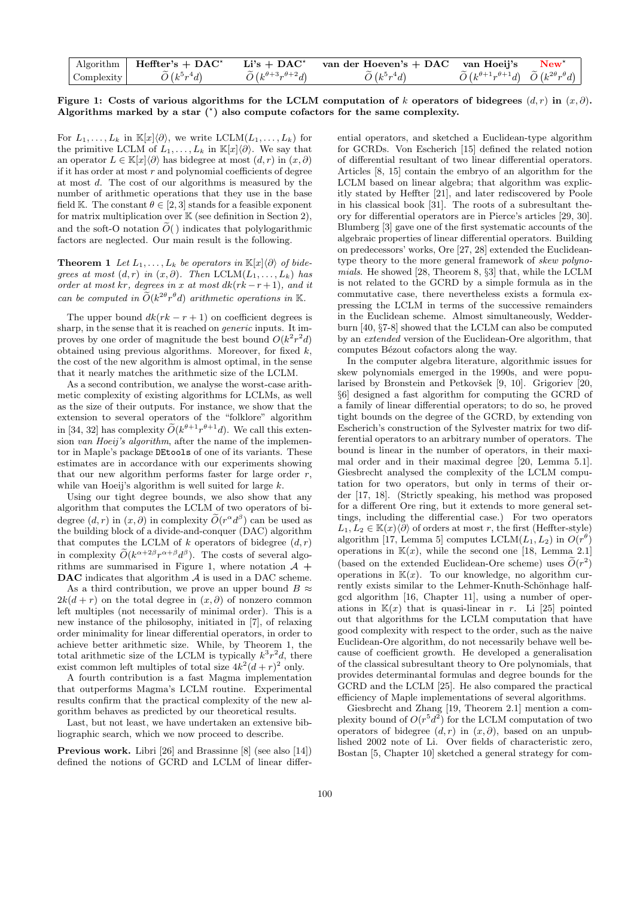| Algorithm | Heffter's + DAC* | Li's + DAC* | van der Hoeven's + DAC | van Hoeij's | New* |
|---|---|---|---|---|---|
| Complexity | $\widetilde{O}\left(k^5 r^4 d\right)$ | $\widetilde{O}\left(k^{\theta+3} r^{\theta+2} d\right)$ | $\widetilde{O}\left(k^5 r^4 d\right)$ | $\widetilde{O}\left(k^{\theta+1} r^{\theta+1} d\right)$ | $\widetilde{O}\left(k^{2\theta} r^\theta d\right)$ |

**Figure 1: Costs of various algorithms for the LCLM computation of $k$ operators of bidegrees $(d, r)$ in $(x, \partial)$. Algorithms marked by a star (*) also compute cofactors for the same complexity.**

For $L_1, \ldots, L_k$ in $\mathbb{K}[x]\langle\partial\rangle$, we write $\mathrm{LCLM}(L_1, \ldots, L_k)$ for the primitive LCLM of $L_1, \ldots, L_k$ in $\mathbb{K}[x]\langle\partial\rangle$. We say that an operator $L \in \mathbb{K}[x]\langle\partial\rangle$ has bidegree at most $(d, r)$ in $(x, \partial)$ if it has order at most $r$ and polynomial coefficients of degree at most $d$. The cost of our algorithms is measured by the number of arithmetic operations that they use in the base field $\mathbb{K}$. The constant $\theta \in [2, 3]$ stands for a feasible exponent for matrix multiplication over $\mathbb{K}$ (see definition in Section 2), and the soft-O notation $\widetilde{O}()$ indicates that polylogarithmic factors are neglected. Our main result is the following.

**Theorem 1** *Let $L_1, \ldots, L_k$ be operators in $\mathbb{K}[x]\langle\partial\rangle$ of bidegrees at most $(d, r)$ in $(x, \partial)$. Then $\mathrm{LCLM}(L_1, \ldots, L_k)$ has order at most $kr$, degrees in $x$ at most $dk(rk - r + 1)$, and it can be computed in $\widetilde{O}(k^{2\theta} r^\theta d)$ arithmetic operations in $\mathbb{K}$.*

The upper bound $dk(rk - r + 1)$ on coefficient degrees is sharp, in the sense that it is reached on *generic* inputs. It improves by one order of magnitude the best bound $O(k^2 r^2 d)$ obtained using previous algorithms. Moreover, for fixed $k$, the cost of the new algorithm is almost optimal, in the sense that it nearly matches the arithmetic size of the LCLM.

As a second contribution, we analyse the worst-case arithmetic complexity of existing algorithms for LCLMs, as well as the size of their outputs. For instance, we show that the extension to several operators of the "folklore" algorithm in [34, 32] has complexity $\widetilde{O}(k^{\theta+1} r^{\theta+1} d)$. We call this extension *van Hoeij's algorithm*, after the name of the implementor in Maple's package DEtools of one of its variants. These estimates are in accordance with our experiments showing that our new algorithm performs faster for large order $r$, while van Hoeij's algorithm is well suited for large $k$.

Using our tight degree bounds, we also show that any algorithm that computes the LCLM of two operators of bidegree $(d, r)$ in $(x, \partial)$ in complexity $\widetilde{O}(r^\alpha d^\beta)$ can be used as the building block of a divide-and-conquer (DAC) algorithm that computes the LCLM of $k$ operators of bidegree $(d, r)$ in complexity $\widetilde{O}(k^{\alpha+2\beta} r^{\alpha+\beta} d^\beta)$. The costs of several algorithms are summarised in Figure 1, where notation $\mathcal{A}$ + **DAC** indicates that algorithm $\mathcal{A}$ is used in a DAC scheme.

As a third contribution, we prove an upper bound $B \approx 2k(d + r)$ on the total degree in $(x, \partial)$ of nonzero common left multiples (not necessarily of minimal order). This is a new instance of the philosophy, initiated in [7], of relaxing order minimality for linear differential operators, in order to achieve better arithmetic size. While, by Theorem 1, the total arithmetic size of the LCLM is typically $k^3 r^2 d$, there exist common left multiples of total size $4k^2(d + r)^2$ only.

A fourth contribution is a fast Magma implementation that outperforms Magma's LCLM routine. Experimental results confirm that the practical complexity of the new algorithm behaves as predicted by our theoretical results.

Last, but not least, we have undertaken an extensive bibliographic search, which we now proceed to describe.

**Previous work.** Libri [26] and Brassinne [8] (see also [14]) defined the notions of GCRD and LCLM of linear differential operators, and sketched a Euclidean-type algorithm for GCRDs. Von Escherich [15] defined the related notion of differential resultant of two linear differential operators. Articles [8, 15] contain the embryo of an algorithm for the LCLM based on linear algebra; that algorithm was explicitly stated by Heffter [21], and later rediscovered by Poole in his classical book [31]. The roots of a subresultant theory for differential operators are in Pierce's articles [29, 30]. Blumberg [3] gave one of the first systematic accounts of the algebraic properties of linear differential operators. Building on predecessors' works, Ore [27, 28] extended the Euclidean-type theory to the more general framework of *skew polynomials*. He showed [28, Theorem 8, §3] that, while the LCLM is not related to the GCRD by a simple formula as in the commutative case, there nevertheless exists a formula expressing the LCLM in terms of the successive remainders in the Euclidean scheme. Almost simultaneously, Wedderburn [40, §7-8] showed that the LCLM can also be computed by an *extended* version of the Euclidean-Ore algorithm, that computes Bézout cofactors along the way.

In the computer algebra literature, algorithmic issues for skew polynomials emerged in the 1990s, and were popularised by Bronstein and Petkovšek [9, 10]. Grigoriev [20, §6] designed a fast algorithm for computing the GCRD of a family of linear differential operators; to do so, he proved tight bounds on the degree of the GCRD, by extending von Escherich's construction of the Sylvester matrix for two differential operators to an arbitrary number of operators. The bound is linear in the number of operators, in their maximal order and in their maximal degree [20, Lemma 5.1]. Giesbrecht analysed the complexity of the LCLM computation for two operators, but only in terms of their order [17, 18]. (Strictly speaking, his method was proposed for a different Ore ring, but it extends to more general settings, including the differential case.) For two operators $L_1, L_2 \in \mathbb{K}(x)\langle\partial\rangle$ of orders at most $r$, the first (Heffter-style) algorithm [17, Lemma 5] computes $\mathrm{LCLM}(L_1, L_2)$ in $O(r^\theta)$ operations in $\mathbb{K}(x)$, while the second one [18, Lemma 2.1] (based on the extended Euclidean-Ore scheme) uses $\widetilde{O}(r^2)$ operations in $\mathbb{K}(x)$. To our knowledge, no algorithm currently exists similar to the Lehmer-Knuth-Schönhage half-gcd algorithm [16, Chapter 11], using a number of operations in $\mathbb{K}(x)$ that is quasi-linear in $r$. Li [25] pointed out that algorithms for the LCLM computation that have good complexity with respect to the order, such as the naive Euclidean-Ore algorithm, do not necessarily behave well because of coefficient growth. He developed a generalisation of the classical subresultant theory to Ore polynomials, that provides determinantal formulas and degree bounds for the GCRD and the LCLM [25]. He also compared the practical efficiency of Maple implementations of several algorithms.

Giesbrecht and Zhang [19, Theorem 2.1] mention a complexity bound of $O(r^5 d^2)$ for the LCLM computation of two operators of bidegree $(d, r)$ in $(x, \partial)$, based on an unpublished 2002 note of Li. Over fields of characteristic zero, Bostan [5, Chapter 10] sketched a general strategy for com-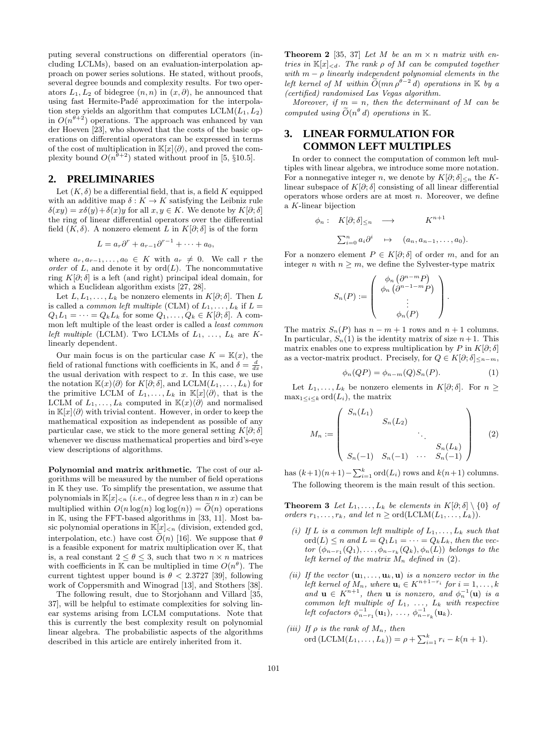puting several constructions on differential operators (including LCLMs), based on an evaluation-interpolation approach on power series solutions. He stated, without proofs, several degree bounds and complexity results. For two operators $L_1, L_2$ of bidegree $(n, n)$ in $(x, \partial)$, he announced that using fast Hermite-Padé approximation for the interpolation step yields an algorithm that computes $\text{LCLM}(L_1, L_2)$ in $O(n^{\theta+2})$ operations. The approach was enhanced by van der Hoeven [23], who showed that the costs of the basic operations on differential operators can be expressed in terms of the cost of multiplication in $\mathbb{K}[x]\langle\partial\rangle$, and proved the complexity bound $O(n^{\theta+2})$ stated without proof in [5, §10.5].

## 2. PRELIMINARIES

Let $(K, \delta)$ be a differential field, that is, a field $K$ equipped with an additive map $\delta : K \to K$ satisfying the Leibniz rule $\delta(xy) = x\delta(y) + \delta(x)y$ for all $x, y \in K$. We denote by $K[\partial; \delta]$ the ring of linear differential operators over the differential field $(K, \delta)$. A nonzero element $L$ in $K[\partial; \delta]$ is of the form

$$L = a_r\partial^r + a_{r-1}\partial^{r-1} + \cdots + a_0,$$

where $a_r, a_{r-1}, \ldots, a_0 \in K$ with $a_r \neq 0$. We call $r$ the *order* of $L$, and denote it by $\text{ord}(L)$. The noncommutative ring $K[\partial; \delta]$ is a left (and right) principal ideal domain, for which a Euclidean algorithm exists [27, 28].

Let $L, L_1, \ldots, L_k$ be nonzero elements in $K[\partial; \delta]$. Then $L$ is called a *common left multiple* (CLM) of $L_1, \ldots, L_k$ if $L = Q_1L_1 = \cdots = Q_kL_k$ for some $Q_1, \ldots, Q_k \in K[\partial; \delta]$. A common left multiple of the least order is called a *least common left multiple* (LCLM). Two LCLMs of $L_1, \ldots, L_k$ are $K$-linearly dependent.

Our main focus is on the particular case $K = \mathbb{K}(x)$, the field of rational functions with coefficients in $\mathbb{K}$, and $\delta = \frac{d}{dx}$, the usual derivation with respect to $x$. In this case, we use the notation $\mathbb{K}(x)\langle\partial\rangle$ for $K[\partial; \delta]$, and $\text{LCLM}(L_1, \ldots, L_k)$ for the primitive LCLM of $L_1, \ldots, L_k$ in $\mathbb{K}[x]\langle\partial\rangle$, that is the LCLM of $L_1, \ldots, L_k$ computed in $\mathbb{K}(x)\langle\partial\rangle$ and normalised in $\mathbb{K}[x]\langle\partial\rangle$ with trivial content. However, in order to keep the mathematical exposition as independent as possible of any particular case, we stick to the more general setting $K[\partial; \delta]$ whenever we discuss mathematical properties and bird's-eye view descriptions of algorithms.

**Polynomial and matrix arithmetic.** The cost of our algorithms will be measured by the number of field operations in $\mathbb{K}$ they use. To simplify the presentation, we assume that polynomials in $\mathbb{K}[x]_{<n}$ (*i.e.*, of degree less than $n$ in $x$) can be multiplied within $O(n \log(n) \log\log(n)) = \widetilde{O}(n)$ operations in $\mathbb{K}$, using the FFT-based algorithms in [33, 11]. Most basic polynomial operations in $\mathbb{K}[x]_{<n}$ (division, extended gcd, interpolation, etc.) have cost $\widetilde{O}(n)$ [16]. We suppose that $\theta$ is a feasible exponent for matrix multiplication over $\mathbb{K}$, that is, a real constant $2 \leq \theta \leq 3$, such that two $n \times n$ matrices with coefficients in $\mathbb{K}$ can be multiplied in time $O(n^\theta)$. The current tightest upper bound is $\theta < 2.3727$ [39], following work of Coppersmith and Winograd [13], and Stothers [38].

The following result, due to Storjohann and Villard [35, 37], will be helpful to estimate complexities for solving linear systems arising from LCLM computations. Note that this is currently the best complexity result on polynomial linear algebra. The probabilistic aspects of the algorithms described in this article are entirely inherited from it.

**Theorem 2** [35, 37] *Let $M$ be an $m \times n$ matrix with entries in $\mathbb{K}[x]_{<d}$. The rank $\rho$ of $M$ can be computed together with $m - \rho$ linearly independent polynomial elements in the left kernel of $M$ within $\widetilde{O}(mn\,\rho^{\theta-2}\,d)$ operations in $\mathbb{K}$ by a (certified) randomised Las Vegas algorithm.*

*Moreover, if $m = n$, then the determinant of $M$ can be computed using $\widetilde{O}(n^\theta\,d)$ operations in $\mathbb{K}$.*

## 3. LINEAR FORMULATION FOR COMMON LEFT MULTIPLES

In order to connect the computation of common left multiples with linear algebra, we introduce some more notation. For a nonnegative integer $n$, we denote by $K[\partial; \delta]_{\leq n}$ the $K$-linear subspace of $K[\partial; \delta]$ consisting of all linear differential operators whose orders are at most $n$. Moreover, we define a $K$-linear bijection

$$\begin{aligned} \phi_n : \quad K[\partial; \delta]_{\leq n} \quad &\longrightarrow \qquad K^{n+1} \\ \textstyle\sum_{i=0}^n a_i\partial^i \quad &\mapsto \quad (a_n, a_{n-1}, \ldots, a_0). \end{aligned}$$

For a nonzero element $P \in K[\partial; \delta]$ of order $m$, and for an integer $n$ with $n \geq m$, we define the Sylvester-type matrix

$$S_n(P) := \begin{pmatrix} \phi_n\left(\partial^{n-m}P\right) \\ \phi_n\left(\partial^{n-1-m}P\right) \\ \vdots \\ \phi_n(P) \end{pmatrix}.$$

The matrix $S_n(P)$ has $n - m + 1$ rows and $n + 1$ columns. In particular, $S_n(1)$ is the identity matrix of size $n+1$. This matrix enables one to express multiplication by $P$ in $K[\partial; \delta]$ as a vector-matrix product. Precisely, for $Q \in K[\partial; \delta]_{\leq n-m}$,

$$\phi_n(QP) = \phi_{n-m}(Q)S_n(P). \tag{1}$$

Let $L_1, \ldots, L_k$ be nonzero elements in $K[\partial; \delta]$. For $n \geq \max_{1 \leq i \leq k} \text{ord}(L_i)$, the matrix

$$M_n := \begin{pmatrix} S_n(L_1) & & & \\ & S_n(L_2) & & \\ & & \ddots & \\ & & & S_n(L_k) \\ S_n(-1) & S_n(-1) & \cdots & S_n(-1) \end{pmatrix} \tag{2}$$

has $(k+1)(n+1) - \sum_{i=1}^k \text{ord}(L_i)$ rows and $k(n+1)$ columns.

The following theorem is the main result of this section.

**Theorem 3** *Let $L_1, \ldots, L_k$ be elements in $K[\partial; \delta] \setminus \{0\}$ of orders $r_1, \ldots, r_k$, and let $n \geq \text{ord}(\text{LCLM}(L_1, \ldots, L_k))$.*

*(i) If $L$ is a common left multiple of $L_1, \ldots, L_k$ such that $\text{ord}(L) \leq n$ and $L = Q_1L_1 = \cdots = Q_kL_k$, then the vector $(\phi_{n-r_1}(Q_1), \ldots, \phi_{n-r_k}(Q_k), \phi_n(L))$ belongs to the left kernel of the matrix $M_n$ defined in (2).*

*(ii) If the vector $(\mathbf{u}_1, \ldots, \mathbf{u}_k, \mathbf{u})$ is a nonzero vector in the left kernel of $M_n$, where $\mathbf{u}_i \in K^{n+1-r_i}$ for $i = 1, \ldots, k$ and $\mathbf{u} \in K^{n+1}$, then $\mathbf{u}$ is nonzero, and $\phi_n^{-1}(\mathbf{u})$ is a common left multiple of $L_1, \ldots, L_k$ with respective left cofactors $\phi_{n-r_1}^{-1}(\mathbf{u}_1), \ldots, \phi_{n-r_k}^{-1}(\mathbf{u}_k)$.*

*(iii) If $\rho$ is the rank of $M_n$, then $\text{ord}\left(\text{LCLM}(L_1, \ldots, L_k)\right) = \rho + \sum_{i=1}^k r_i - k(n+1)$.*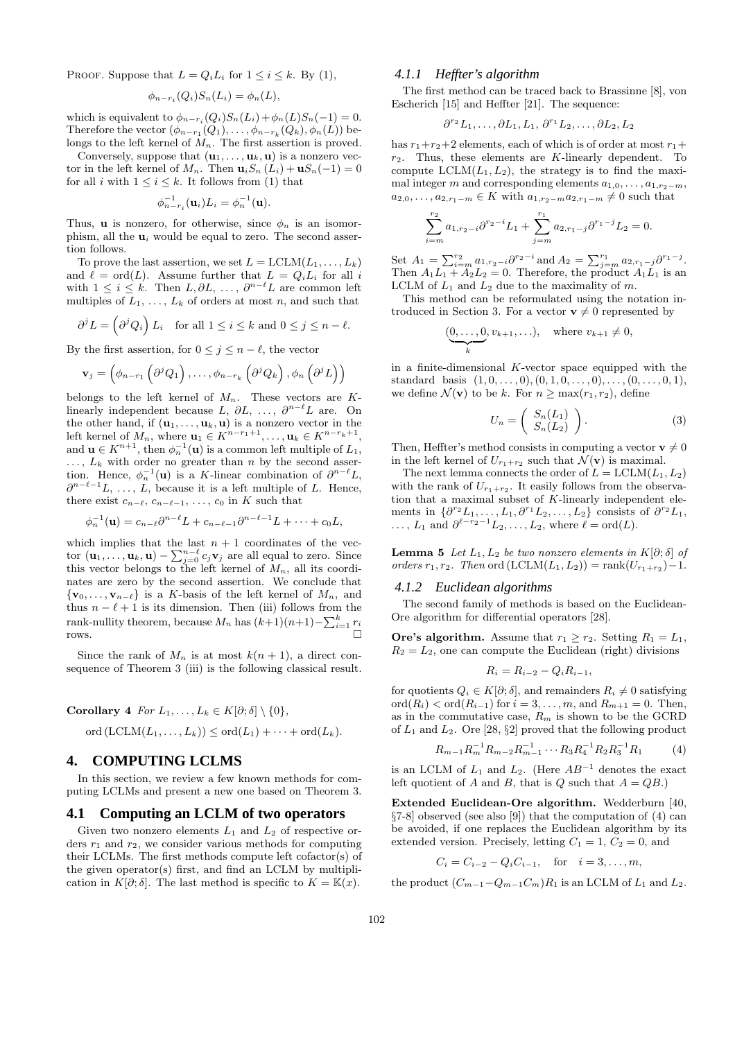Proof. Suppose that $L = Q_i L_i$ for $1 \leq i \leq k$. By (1),

$$\phi_{n-r_i}(Q_i) S_n(L_i) = \phi_n(L),$$

which is equivalent to $\phi_{n-r_i}(Q_i) S_n(L_i) + \phi_n(L) S_n(-1) = 0$. Therefore the vector $(\phi_{n-r_1}(Q_1), \ldots, \phi_{n-r_k}(Q_k), \phi_n(L))$ belongs to the left kernel of $M_n$. The first assertion is proved.

Conversely, suppose that $(\mathbf{u}_1, \ldots, \mathbf{u}_k, \mathbf{u})$ is a nonzero vector in the left kernel of $M_n$. Then $\mathbf{u}_i S_n(L_i) + \mathbf{u} S_n(-1) = 0$ for all $i$ with $1 \leq i \leq k$. It follows from (1) that

$$\phi_{n-r_i}^{-1}(\mathbf{u}_i) L_i = \phi_n^{-1}(\mathbf{u}).$$

Thus, $\mathbf{u}$ is nonzero, for otherwise, since $\phi_n$ is an isomorphism, all the $\mathbf{u}_i$ would be equal to zero. The second assertion follows.

To prove the last assertion, we set $L = \mathrm{LCLM}(L_1, \ldots, L_k)$ and $\ell = \mathrm{ord}(L)$. Assume further that $L = Q_i L_i$ for all $i$ with $1 \leq i \leq k$. Then $L, \partial L, \ldots, \partial^{n-\ell} L$ are common left multiples of $L_1, \ldots, L_k$ of orders at most $n$, and such that

$$\partial^j L = \left(\partial^j Q_i\right) L_i \quad \text{for all } 1 \leq i \leq k \text{ and } 0 \leq j \leq n - \ell.$$

By the first assertion, for $0 \leq j \leq n - \ell$, the vector

$$\mathbf{v}_j = \left(\phi_{n-r_1}\left(\partial^j Q_1\right), \ldots, \phi_{n-r_k}\left(\partial^j Q_k\right), \phi_n\left(\partial^j L\right)\right)$$

belongs to the left kernel of $M_n$. These vectors are $K$-linearly independent because $L, \partial L, \ldots, \partial^{n-\ell} L$ are. On the other hand, if $(\mathbf{u}_1, \ldots, \mathbf{u}_k, \mathbf{u})$ is a nonzero vector in the left kernel of $M_n$, where $\mathbf{u}_1 \in K^{n-r_1+1}, \ldots, \mathbf{u}_k \in K^{n-r_k+1}$, and $\mathbf{u} \in K^{n+1}$, then $\phi_n^{-1}(\mathbf{u})$ is a common left multiple of $L_1$, $\ldots$, $L_k$ with order no greater than $n$ by the second assertion. Hence, $\phi_n^{-1}(\mathbf{u})$ is a $K$-linear combination of $\partial^{n-\ell} L$, $\partial^{n-\ell-1} L$, $\ldots$, $L$, because it is a left multiple of $L$. Hence, there exist $c_{n-\ell}, c_{n-\ell-1}, \ldots, c_0$ in $K$ such that

$$\phi_n^{-1}(\mathbf{u}) = c_{n-\ell} \partial^{n-\ell} L + c_{n-\ell-1} \partial^{n-\ell-1} L + \cdots + c_0 L,$$

which implies that the last $n+1$ coordinates of the vector $(\mathbf{u}_1, \ldots, \mathbf{u}_k, \mathbf{u}) - \sum_{j=0}^{n-\ell} c_j \mathbf{v}_j$ are all equal to zero. Since this vector belongs to the left kernel of $M_n$, all its coordinates are zero by the second assertion. We conclude that $\{\mathbf{v}_0, \ldots, \mathbf{v}_{n-\ell}\}$ is a $K$-basis of the left kernel of $M_n$, and thus $n - \ell + 1$ is its dimension. Then (iii) follows from the rank-nullity theorem, because $M_n$ has $(k+1)(n+1) - \sum_{i=1}^k r_i$ rows. $\square$

Since the rank of $M_n$ is at most $k(n+1)$, a direct consequence of Theorem 3 (iii) is the following classical result.

**Corollary 4** *For $L_1, \ldots, L_k \in K[\partial; \delta] \setminus \{0\}$,*

$$\mathrm{ord}\left(\mathrm{LCLM}(L_1, \ldots, L_k)\right) \leq \mathrm{ord}(L_1) + \cdots + \mathrm{ord}(L_k).$$

# 4. COMPUTING LCLMS

In this section, we review a few known methods for computing LCLMs and present a new one based on Theorem 3.

## 4.1 Computing an LCLM of two operators

Given two nonzero elements $L_1$ and $L_2$ of respective orders $r_1$ and $r_2$, we consider various methods for computing their LCLMs. The first methods compute left cofactor(s) of the given operator(s) first, and find an LCLM by multiplication in $K[\partial; \delta]$. The last method is specific to $K = \mathbb{K}(x)$.

### 4.1.1 Heffter's algorithm

The first method can be traced back to Brassinne [8], von Escherich [15] and Heffter [21]. The sequence:

$$\partial^{r_2} L_1, \ldots, \partial L_1, L_1, \partial^{r_1} L_2, \ldots, \partial L_2, L_2$$

has $r_1 + r_2 + 2$ elements, each of which is of order at most $r_1 + r_2$. Thus, these elements are $K$-linearly dependent. To compute $\mathrm{LCLM}(L_1, L_2)$, the strategy is to find the maximal integer $m$ and corresponding elements $a_{1,0}, \ldots, a_{1,r_2-m}$, $a_{2,0}, \ldots, a_{2,r_1-m} \in K$ with $a_{1,r_2-m} a_{2,r_1-m} \neq 0$ such that

$$\sum_{i=m}^{r_2} a_{1,r_2-i} \partial^{r_2-i} L_1 + \sum_{j=m}^{r_1} a_{2,r_1-j} \partial^{r_1-j} L_2 = 0.$$

Set $A_1 = \sum_{i=m}^{r_2} a_{1,r_2-i} \partial^{r_2-i}$ and $A_2 = \sum_{j=m}^{r_1} a_{2,r_1-j} \partial^{r_1-j}$. Then $A_1 L_1 + A_2 L_2 = 0$. Therefore, the product $A_1 L_1$ is an LCLM of $L_1$ and $L_2$ due to the maximality of $m$.

This method can be reformulated using the notation introduced in Section 3. For a vector $\mathbf{v} \neq 0$ represented by

$$(\underbrace{0, \ldots, 0}_{k}, v_{k+1}, \ldots), \quad \text{where } v_{k+1} \neq 0,$$

in a finite-dimensional $K$-vector space equipped with the standard basis $(1, 0, \ldots, 0), (0, 1, 0, \ldots, 0), \ldots, (0, \ldots, 0, 1)$, we define $\mathcal{N}(\mathbf{v})$ to be $k$. For $n \geq \max(r_1, r_2)$, define

$$U_n = \begin{pmatrix} S_n(L_1) \\ S_n(L_2) \end{pmatrix}. \tag{3}$$

Then, Heffter's method consists in computing a vector $\mathbf{v} \neq 0$ in the left kernel of $U_{r_1+r_2}$ such that $\mathcal{N}(\mathbf{v})$ is maximal.

The next lemma connects the order of $L = \mathrm{LCLM}(L_1, L_2)$ with the rank of $U_{r_1+r_2}$. It easily follows from the observation that a maximal subset of $K$-linearly independent elements in $\{\partial^{r_2} L_1, \ldots, L_1, \partial^{r_1} L_2, \ldots, L_2\}$ consists of $\partial^{r_2} L_1$, $\ldots$, $L_1$ and $\partial^{\ell - r_2 - 1} L_2, \ldots, L_2$, where $\ell = \mathrm{ord}(L)$.

**Lemma 5** *Let $L_1, L_2$ be two nonzero elements in $K[\partial; \delta]$ of orders $r_1, r_2$. Then $\mathrm{ord}\left(\mathrm{LCLM}(L_1, L_2)\right) = \mathrm{rank}(U_{r_1+r_2}) - 1$.*

### 4.1.2 Euclidean algorithms

The second family of methods is based on the Euclidean-Ore algorithm for differential operators [28].

**Ore's algorithm.** Assume that $r_1 \geq r_2$. Setting $R_1 = L_1$, $R_2 = L_2$, one can compute the Euclidean (right) divisions

$$R_i = R_{i-2} - Q_i R_{i-1},$$

for quotients $Q_i \in K[\partial; \delta]$, and remainders $R_i \neq 0$ satisfying $\mathrm{ord}(R_i) < \mathrm{ord}(R_{i-1})$ for $i = 3, \ldots, m$, and $R_{m+1} = 0$. Then, as in the commutative case, $R_m$ is shown to be the GCRD of $L_1$ and $L_2$. Ore [28, §2] proved that the following product

$$R_{m-1} R_m^{-1} R_{m-2} R_{m-1}^{-1} \cdots R_3 R_4^{-1} R_2 R_3^{-1} R_1 \tag{4}$$

is an LCLM of $L_1$ and $L_2$. (Here $AB^{-1}$ denotes the exact left quotient of $A$ and $B$, that is $Q$ such that $A = QB$.)

**Extended Euclidean-Ore algorithm.** Wedderburn [40, §7-8] observed (see also [9]) that the computation of (4) can be avoided, if one replaces the Euclidean algorithm by its extended version. Precisely, letting $C_1 = 1$, $C_2 = 0$, and

$$C_i = C_{i-2} - Q_i C_{i-1}, \quad \text{for} \quad i = 3, \ldots, m,$$

the product $(C_{m-1} - Q_{m-1} C_m) R_1$ is an LCLM of $L_1$ and $L_2$.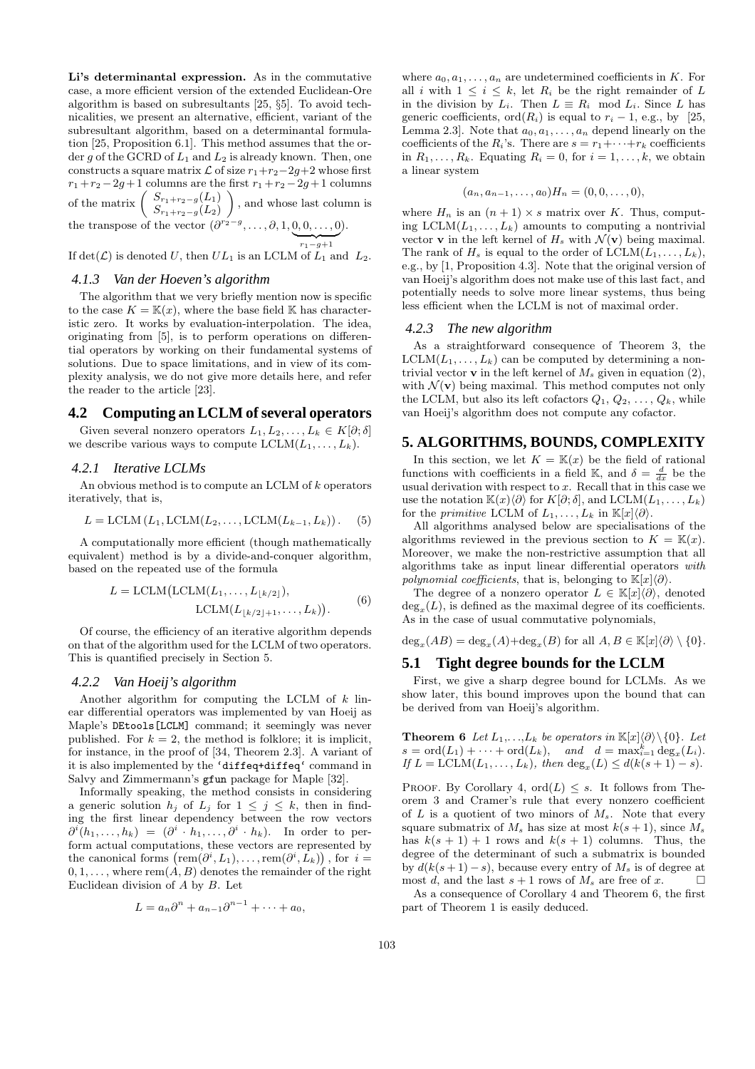**Li's determinantal expression.** As in the commutative case, a more efficient version of the extended Euclidean-Ore algorithm is based on subresultants [25, §5]. To avoid technicalities, we present an alternative, efficient, variant of the subresultant algorithm, based on a determinantal formulation [25, Proposition 6.1]. This method assumes that the order $g$ of the GCRD of $L_1$ and $L_2$ is already known. Then, one constructs a square matrix $\mathcal{L}$ of size $r_1+r_2-2g+2$ whose first $r_1+r_2-2g+1$ columns are the first $r_1+r_2-2g+1$ columns of the matrix $\begin{pmatrix} S_{r_1+r_2-g}(L_1) \\ S_{r_1+r_2-g}(L_2) \end{pmatrix}$, and whose last column is the transpose of the vector $(\partial^{r_2-g}, \ldots, \partial, 1, \underbrace{0, 0, \ldots, 0}_{r_1-g+1})$.

If $\det(\mathcal{L})$ is denoted $U$, then $UL_1$ is an LCLM of $L_1$ and $L_2$.

#### 4.1.3 Van der Hoeven's algorithm

The algorithm that we very briefly mention now is specific to the case $K = \mathbb{K}(x)$, where the base field $\mathbb{K}$ has characteristic zero. It works by evaluation-interpolation. The idea, originating from [5], is to perform operations on differential operators by working on their fundamental systems of solutions. Due to space limitations, and in view of its complexity analysis, we do not give more details here, and refer the reader to the article [23].

### 4.2 Computing an LCLM of several operators

Given several nonzero operators $L_1, L_2, \ldots, L_k \in K[\partial;\delta]$ we describe various ways to compute $\mathrm{LCLM}(L_1, \ldots, L_k)$.

#### 4.2.1 Iterative LCLMs

An obvious method is to compute an LCLM of $k$ operators iteratively, that is,

$$L = \mathrm{LCLM}\left(L_1, \mathrm{LCLM}(L_2, \ldots, \mathrm{LCLM}(L_{k-1}, L_k))\right). \quad (5)$$

A computationally more efficient (though mathematically equivalent) method is by a divide-and-conquer algorithm, based on the repeated use of the formula

$$L = \mathrm{LCLM}\big(\mathrm{LCLM}(L_1, \ldots, L_{\lfloor k/2 \rfloor}), \mathrm{LCLM}(L_{\lfloor k/2 \rfloor+1}, \ldots, L_k)\big). \quad (6)$$

Of course, the efficiency of an iterative algorithm depends on that of the algorithm used for the LCLM of two operators. This is quantified precisely in Section 5.

#### 4.2.2 Van Hoeij's algorithm

Another algorithm for computing the LCLM of $k$ linear differential operators was implemented by van Hoeij as Maple's `DEtools[LCLM]` command; it seemingly was never published. For $k = 2$, the method is folklore; it is implicit, for instance, in the proof of [34, Theorem 2.3]. A variant of it is also implemented by the `'diffeq+diffeq'` command in Salvy and Zimmermann's `gfun` package for Maple [32].

Informally speaking, the method consists in considering a generic solution $h_j$ of $L_j$ for $1 \le j \le k$, then in finding the first linear dependency between the row vectors $\partial^i(h_1, \ldots, h_k) = (\partial^i \cdot h_1, \ldots, \partial^i \cdot h_k)$. In order to perform actual computations, these vectors are represented by the canonical forms $\left(\mathrm{rem}(\partial^i, L_1), \ldots, \mathrm{rem}(\partial^i, L_k)\right)$, for $i = 0, 1, \ldots,$ where $\mathrm{rem}(A, B)$ denotes the remainder of the right Euclidean division of $A$ by $B$. Let

$$L = a_n\partial^n + a_{n-1}\partial^{n-1} + \cdots + a_0,$$

where $a_0, a_1, \ldots, a_n$ are undetermined coefficients in $K$. For all $i$ with $1 \le i \le k$, let $R_i$ be the right remainder of $L$ in the division by $L_i$. Then $L \equiv R_i \mod L_i$. Since $L$ has generic coefficients, $\mathrm{ord}(R_i)$ is equal to $r_i - 1$, e.g., by [25, Lemma 2.3]. Note that $a_0, a_1, \ldots, a_n$ depend linearly on the coefficients of the $R_i$'s. There are $s = r_1 + \cdots + r_k$ coefficients in $R_1, \ldots, R_k$. Equating $R_i = 0$, for $i = 1, \ldots, k$, we obtain a linear system

$$(a_n, a_{n-1}, \ldots, a_0)H_n = (0, 0, \ldots, 0),$$

where $H_n$ is an $(n+1) \times s$ matrix over $K$. Thus, computing $\mathrm{LCLM}(L_1, \ldots, L_k)$ amounts to computing a nontrivial vector $\mathbf{v}$ in the left kernel of $H_s$ with $\mathcal{N}(\mathbf{v})$ being maximal. The rank of $H_s$ is equal to the order of $\mathrm{LCLM}(L_1, \ldots, L_k)$, e.g., by [1, Proposition 4.3]. Note that the original version of van Hoeij's algorithm does not make use of this last fact, and potentially needs to solve more linear systems, thus being less efficient when the LCLM is not of maximal order.

#### 4.2.3 The new algorithm

As a straightforward consequence of Theorem 3, the $\mathrm{LCLM}(L_1, \ldots, L_k)$ can be computed by determining a nontrivial vector $\mathbf{v}$ in the left kernel of $M_s$ given in equation (2), with $\mathcal{N}(\mathbf{v})$ being maximal. This method computes not only the LCLM, but also its left cofactors $Q_1, Q_2, \ldots, Q_k$, while van Hoeij's algorithm does not compute any cofactor.

## 5. ALGORITHMS, BOUNDS, COMPLEXITY

In this section, we let $K = \mathbb{K}(x)$ be the field of rational functions with coefficients in a field $\mathbb{K}$, and $\delta = \frac{d}{dx}$ be the usual derivation with respect to $x$. Recall that in this case we use the notation $\mathbb{K}(x)\langle\partial\rangle$ for $K[\partial;\delta]$, and $\mathrm{LCLM}(L_1, \ldots, L_k)$ for the *primitive* LCLM of $L_1, \ldots, L_k$ in $\mathbb{K}[x]\langle\partial\rangle$.

All algorithms analysed below are specialisations of the algorithms reviewed in the previous section to $K = \mathbb{K}(x)$. Moreover, we make the non-restrictive assumption that all algorithms take as input linear differential operators *with polynomial coefficients*, that is, belonging to $\mathbb{K}[x]\langle\partial\rangle$.

The degree of a nonzero operator $L \in \mathbb{K}[x]\langle\partial\rangle$, denoted $\deg_x(L)$, is defined as the maximal degree of its coefficients. As in the case of usual commutative polynomials,

$\deg_x(AB) = \deg_x(A) + \deg_x(B)$ for all $A, B \in \mathbb{K}[x]\langle\partial\rangle \setminus \{0\}$.

### 5.1 Tight degree bounds for the LCLM

First, we give a sharp degree bound for LCLMs. As we show later, this bound improves upon the bound that can be derived from van Hoeij's algorithm.

**Theorem 6** *Let $L_1, \ldots, L_k$ be operators in $\mathbb{K}[x]\langle\partial\rangle \setminus \{0\}$. Let $s = \mathrm{ord}(L_1) + \cdots + \mathrm{ord}(L_k)$, and $d = \max_{i=1}^k \deg_x(L_i)$. If $L = \mathrm{LCLM}(L_1, \ldots, L_k)$, then $\deg_x(L) \le d(k(s+1) - s)$.*

Proof. By Corollary 4, $\mathrm{ord}(L) \le s$. It follows from Theorem 3 and Cramer's rule that every nonzero coefficient of $L$ is a quotient of two minors of $M_s$. Note that every square submatrix of $M_s$ has size at most $k(s+1)$, since $M_s$ has $k(s+1)+1$ rows and $k(s+1)$ columns. Thus, the degree of the determinant of such a submatrix is bounded by $d(k(s+1) - s)$, because every entry of $M_s$ is of degree at most $d$, and the last $s+1$ rows of $M_s$ are free of $x$. □

As a consequence of Corollary 4 and Theorem 6, the first part of Theorem 1 is easily deduced.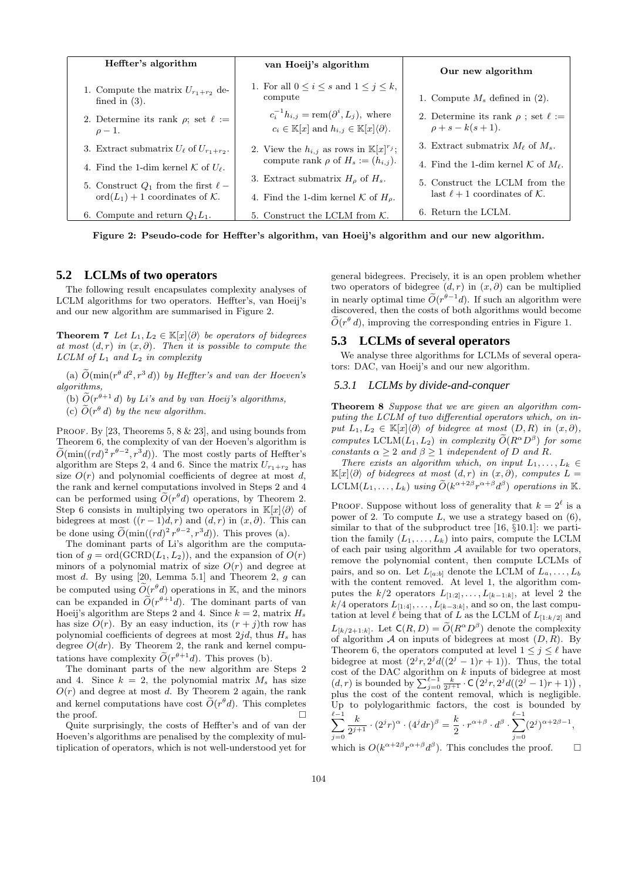| Heffter's algorithm | van Hoeij's algorithm | Our new algorithm |
|---|---|---|
| 1. Compute the matrix $U_{r_1+r_2}$ defined in (3). | 1. For all $0 \le i \le s$ and $1 \le j \le k$, compute $c_i^{-1} h_{i,j} = \mathrm{rem}(\partial^i, L_j)$, where $c_i \in \mathbb{K}[x]$ and $h_{i,j} \in \mathbb{K}[x]\langle\partial\rangle$. | 1. Compute $M_s$ defined in (2). |
| 2. Determine its rank $\rho$; set $\ell := \rho - 1$. | 2. View the $h_{i,j}$ as rows in $\mathbb{K}[x]^{r_j}$; compute rank $\rho$ of $H_s := (h_{i,j})$. | 2. Determine its rank $\rho$ ; set $\ell := \rho + s - k(s+1)$. |
| 3. Extract submatrix $U_\ell$ of $U_{r_1+r_2}$. | 3. Extract submatrix $H_\rho$ of $H_s$. | 3. Extract submatrix $M_\ell$ of $M_s$. |
| 4. Find the 1-dim kernel $\mathcal{K}$ of $U_\ell$. | 4. Find the 1-dim kernel $\mathcal{K}$ of $H_\rho$. | 4. Find the 1-dim kernel $\mathcal{K}$ of $M_\ell$. |
| 5. Construct $Q_1$ from the first $\ell - \mathrm{ord}(L_1) + 1$ coordinates of $\mathcal{K}$. | 5. Construct the LCLM from $\mathcal{K}$. | 5. Construct the LCLM from the last $\ell + 1$ coordinates of $\mathcal{K}$. |
| 6. Compute and return $Q_1 L_1$. | | 6. Return the LCLM. |

**Figure 2: Pseudo-code for Heffter's algorithm, van Hoeij's algorithm and our new algorithm.**

## 5.2 LCLMs of two operators

The following result encapsulates complexity analyses of LCLM algorithms for two operators. Heffter's, van Hoeij's and our new algorithm are summarised in Figure 2.

**Theorem 7** *Let $L_1, L_2 \in \mathbb{K}[x]\langle\partial\rangle$ be operators of bidegrees at most $(d, r)$ in $(x, \partial)$. Then it is possible to compute the LCLM of $L_1$ and $L_2$ in complexity*

*(a) $\widetilde{O}(\min(r^\theta d^2, r^3 d))$ by Heffter's and van der Hoeven's algorithms,*

*(b) $\widetilde{O}(r^{\theta+1} d)$ by Li's and by van Hoeij's algorithms,*

*(c) $\widetilde{O}(r^\theta d)$ by the new algorithm.*

Proof. By [23, Theorems 5, 8 & 23], and using bounds from Theorem 6, the complexity of van der Hoeven's algorithm is $\widetilde{O}(\min((rd)^2 r^{\theta-2}, r^3 d))$. The most costly parts of Heffter's algorithm are Steps 2, 4 and 6. Since the matrix $U_{r_1+r_2}$ has size $O(r)$ and polynomial coefficients of degree at most $d$, the rank and kernel computations involved in Steps 2 and 4 can be performed using $\widetilde{O}(r^\theta d)$ operations, by Theorem 2. Step 6 consists in multiplying two operators in $\mathbb{K}[x]\langle\partial\rangle$ of bidegrees at most $((r-1)d, r)$ and $(d, r)$ in $(x, \partial)$. This can be done using $\widetilde{O}(\min((rd)^2 r^{\theta-2}, r^3 d))$. This proves (a).

The dominant parts of Li's algorithm are the computation of $g = \mathrm{ord}(\mathrm{GCRD}(L_1, L_2))$, and the expansion of $O(r)$ minors of a polynomial matrix of size $O(r)$ and degree at most $d$. By using [20, Lemma 5.1] and Theorem 2, $g$ can be computed using $\widetilde{O}(r^\theta d)$ operations in $\mathbb{K}$, and the minors can be expanded in $\widetilde{O}(r^{\theta+1} d)$. The dominant parts of van Hoeij's algorithm are Steps 2 and 4. Since $k = 2$, matrix $H_s$ has size $O(r)$. By an easy induction, its $(r+j)$th row has polynomial coefficients of degrees at most $2jd$, thus $H_s$ has degree $O(dr)$. By Theorem 2, the rank and kernel computations have complexity $\widetilde{O}(r^{\theta+1} d)$. This proves (b).

The dominant parts of the new algorithm are Steps 2 and 4. Since $k = 2$, the polynomial matrix $M_s$ has size $O(r)$ and degree at most $d$. By Theorem 2 again, the rank and kernel computations have cost $\widetilde{O}(r^\theta d)$. This completes the proof. $\square$

Quite surprisingly, the costs of Heffter's and of van der Hoeven's algorithms are penalised by the complexity of multiplication of operators, which is not well-understood yet for general bidegrees. Precisely, it is an open problem whether two operators of bidegree $(d, r)$ in $(x, \partial)$ can be multiplied in nearly optimal time $\widetilde{O}(r^{\theta-1} d)$. If such an algorithm were discovered, then the costs of both algorithms would become $\widetilde{O}(r^\theta d)$, improving the corresponding entries in Figure 1.

## 5.3 LCLMs of several operators

We analyse three algorithms for LCLMs of several operators: DAC, van Hoeij's and our new algorithm.

### 5.3.1 LCLMs by divide-and-conquer

**Theorem 8** *Suppose that we are given an algorithm computing the LCLM of two differential operators which, on input $L_1, L_2 \in \mathbb{K}[x]\langle\partial\rangle$ of bidegree at most $(D, R)$ in $(x, \partial)$, computes $\mathrm{LCLM}(L_1, L_2)$ in complexity $\widetilde{O}(R^\alpha D^\beta)$ for some constants $\alpha \ge 2$ and $\beta \ge 1$ independent of $D$ and $R$.*

*There exists an algorithm which, on input $L_1, \dots, L_k \in \mathbb{K}[x]\langle\partial\rangle$ of bidegrees at most $(d, r)$ in $(x, \partial)$, computes $L = \mathrm{LCLM}(L_1, \dots, L_k)$ using $\widetilde{O}(k^{\alpha+2\beta} r^{\alpha+\beta} d^\beta)$ operations in $\mathbb{K}$.*

Proof. Suppose without loss of generality that $k = 2^\ell$ is a power of 2. To compute $L$, we use a strategy based on (6), similar to that of the subproduct tree [16, §10.1]: we partition the family $(L_1, \dots, L_k)$ into pairs, compute the LCLM of each pair using algorithm $\mathcal{A}$ available for two operators, remove the polynomial content, then compute LCLMs of pairs, and so on. Let $L_{[a:b]}$ denote the LCLM of $L_a, \dots, L_b$ with the content removed. At level 1, the algorithm computes the $k/2$ operators $L_{[1:2]}, \dots, L_{[k-1:k]}$, at level 2 the $k/4$ operators $L_{[1:4]}, \dots, L_{[k-3:k]}$, and so on, the last computation at level $\ell$ being that of $L$ as the LCLM of $L_{[1:k/2]}$ and $L_{[k/2+1:k]}$. Let $\mathsf{C}(R, D) = \widetilde{O}(R^\alpha D^\beta)$ denote the complexity of algorithm $\mathcal{A}$ on inputs of bidegrees at most $(D, R)$. By Theorem 6, the operators computed at level $1 \le j \le \ell$ have bidegree at most $(2^j r, 2^j d((2^j - 1)r + 1))$. Thus, the total cost of the DAC algorithm on $k$ inputs of bidegree at most $(d, r)$ is bounded by $\sum_{j=0}^{\ell-1} \frac{k}{2^{j+1}} \cdot \mathsf{C}\left(2^j r, 2^j d((2^j - 1)r + 1)\right)$, plus the cost of the content removal, which is negligible. Up to polylogarithmic factors, the cost is bounded by

$$\sum_{j=0}^{\ell-1} \frac{k}{2^{j+1}} \cdot (2^j r)^\alpha \cdot (4^j dr)^\beta = \frac{k}{2} \cdot r^{\alpha+\beta} \cdot d^\beta \cdot \sum_{j=0}^{\ell-1} (2^j)^{\alpha+2\beta-1},$$

which is $O(k^{\alpha+2\beta} r^{\alpha+\beta} d^\beta)$. This concludes the proof. $\square$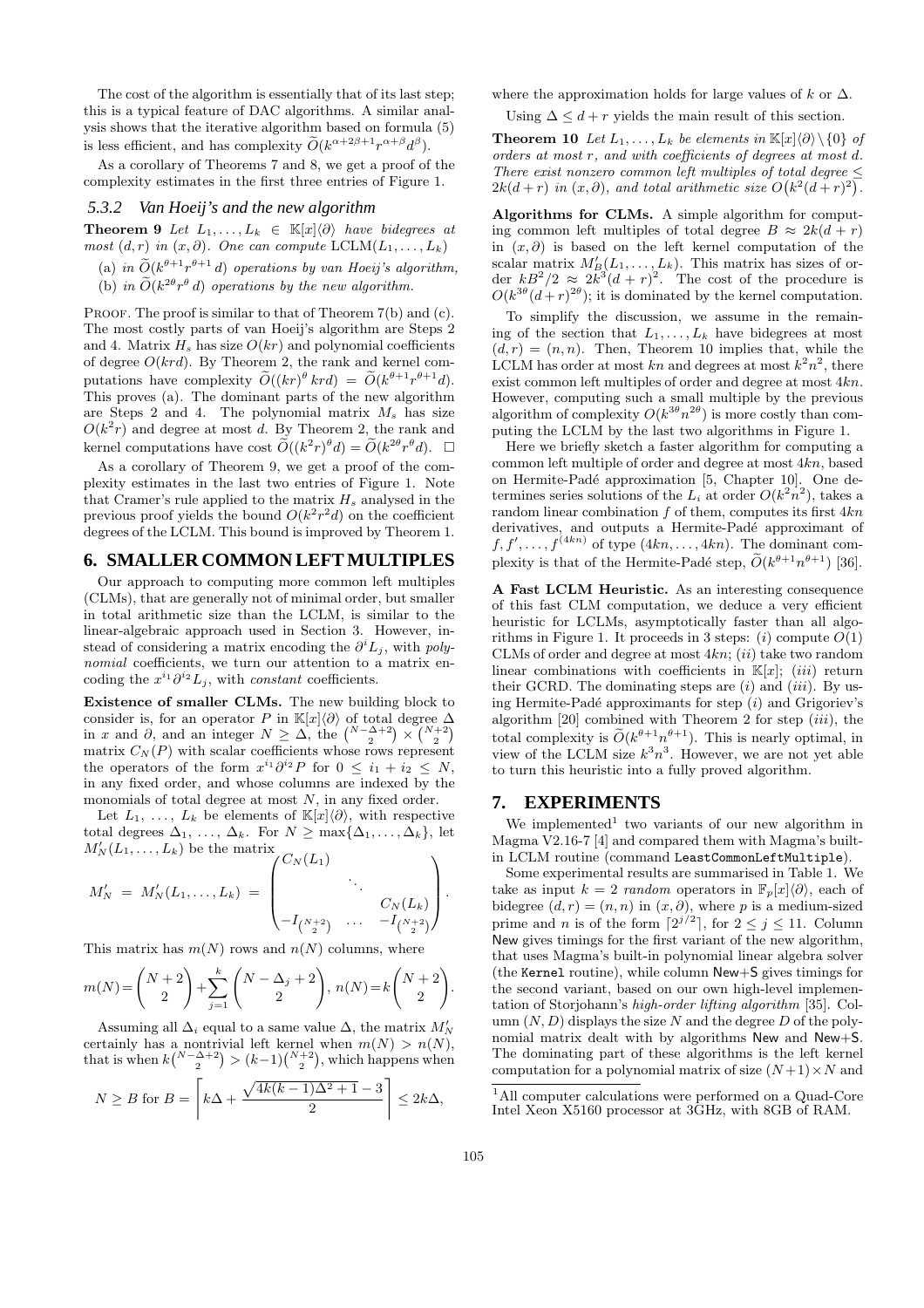The cost of the algorithm is essentially that of its last step; this is a typical feature of DAC algorithms. A similar analysis shows that the iterative algorithm based on formula (5) is less efficient, and has complexity $\widetilde{O}(k^{\alpha+2\beta+1}r^{\alpha+\beta}d^{\beta})$.

As a corollary of Theorems 7 and 8, we get a proof of the complexity estimates in the first three entries of Figure 1.

### 5.3.2 Van Hoeij's and the new algorithm

**Theorem 9** *Let $L_1, \dots, L_k \in \mathbb{K}[x]\langle\partial\rangle$ have bidegrees at most $(d, r)$ in $(x, \partial)$. One can compute $\mathrm{LCLM}(L_1, \dots, L_k)$*

(a) *in $\widetilde{O}(k^{\theta+1}r^{\theta+1}\,d)$ operations by van Hoeij's algorithm,*

(b) *in $\widetilde{O}(k^{2\theta}r^{\theta}\,d)$ operations by the new algorithm.*

Proof. The proof is similar to that of Theorem 7(b) and (c). The most costly parts of van Hoeij's algorithm are Steps 2 and 4. Matrix $H_s$ has size $O(kr)$ and polynomial coefficients of degree $O(krd)$. By Theorem 2, the rank and kernel computations have complexity $\widetilde{O}((kr)^{\theta}\,krd) = \widetilde{O}(k^{\theta+1}r^{\theta+1}d)$. This proves (a). The dominant parts of the new algorithm are Steps 2 and 4. The polynomial matrix $M_s$ has size $O(k^2 r)$ and degree at most $d$. By Theorem 2, the rank and kernel computations have cost $\widetilde{O}((k^2 r)^{\theta}d) = \widetilde{O}(k^{2\theta}r^{\theta}d)$. □

As a corollary of Theorem 9, we get a proof of the complexity estimates in the last two entries of Figure 1. Note that Cramer's rule applied to the matrix $H_s$ analysed in the previous proof yields the bound $O(k^2r^2d)$ on the coefficient degrees of the LCLM. This bound is improved by Theorem 1.

## 6. SMALLER COMMON LEFT MULTIPLES

Our approach to computing more common left multiples (CLMs), that are generally not of minimal order, but smaller in total arithmetic size than the LCLM, is similar to the linear-algebraic approach used in Section 3. However, instead of considering a matrix encoding the $\partial^i L_j$, with *polynomial* coefficients, we turn our attention to a matrix encoding the $x^{i_1}\partial^{i_2}L_j$, with *constant* coefficients.

**Existence of smaller CLMs.** The new building block to consider is, for an operator $P$ in $\mathbb{K}[x]\langle\partial\rangle$ of total degree $\Delta$ in $x$ and $\partial$, and an integer $N \geq \Delta$, the $\binom{N-\Delta+2}{2} \times \binom{N+2}{2}$ matrix $C_N(P)$ with scalar coefficients whose rows represent the operators of the form $x^{i_1}\partial^{i_2}P$ for $0 \leq i_1 + i_2 \leq N$, in any fixed order, and whose columns are indexed by the monomials of total degree at most $N$, in any fixed order.

Let $L_1, \dots, L_k$ be elements of $\mathbb{K}[x]\langle\partial\rangle$, with respective total degrees $\Delta_1, \dots, \Delta_k$. For $N \geq \max\{\Delta_1, \dots, \Delta_k\}$, let $M'_N(L_1, \dots, L_k)$ be the matrix

$$M'_N = M'_N(L_1, \dots, L_k) = \begin{pmatrix} C_N(L_1) & & \\ & \ddots & \\ & & C_N(L_k) \\ -I_{\binom{N+2}{2}} & \dots & -I_{\binom{N+2}{2}} \end{pmatrix}.$$

This matrix has $m(N)$ rows and $n(N)$ columns, where

$$m(N) = \binom{N+2}{2} + \sum_{j=1}^{k}\binom{N-\Delta_j+2}{2},\ n(N) = k\binom{N+2}{2}.$$

Assuming all $\Delta_i$ equal to a same value $\Delta$, the matrix $M'_N$ certainly has a nontrivial left kernel when $m(N) > n(N)$, that is when $k\binom{N-\Delta+2}{2} > (k-1)\binom{N+2}{2}$, which happens when

$$N \geq B \text{ for } B = \left\lceil k\Delta + \frac{\sqrt{4k(k-1)\Delta^2+1}-3}{2}\right\rceil \leq 2k\Delta,$$

where the approximation holds for large values of $k$ or $\Delta$.

Using $\Delta \leq d + r$ yields the main result of this section.

**Theorem 10** *Let $L_1, \dots, L_k$ be elements in $\mathbb{K}[x]\langle\partial\rangle \setminus \{0\}$ of orders at most $r$, and with coefficients of degrees at most $d$. There exist nonzero common left multiples of total degree $\leq 2k(d + r)$ in $(x, \partial)$, and total arithmetic size $O\big(k^2(d + r)^2\big)$.*

**Algorithms for CLMs.** A simple algorithm for computing common left multiples of total degree $B \approx 2k(d + r)$ in $(x, \partial)$ is based on the left kernel computation of the scalar matrix $M'_B(L_1, \dots, L_k)$. This matrix has sizes of order $kB^2/2 \approx 2k^3(d + r)^2$. The cost of the procedure is $O(k^{3\theta}(d + r)^{2\theta})$; it is dominated by the kernel computation.

To simplify the discussion, we assume in the remaining of the section that $L_1, \dots, L_k$ have bidegrees at most $(d, r) = (n, n)$. Then, Theorem 10 implies that, while the LCLM has order at most $kn$ and degrees at most $k^2n^2$, there exist common left multiples of order and degree at most $4kn$. However, computing such a small multiple by the previous algorithm of complexity $O(k^{3\theta}n^{2\theta})$ is more costly than computing the LCLM by the last two algorithms in Figure 1.

Here we briefly sketch a faster algorithm for computing a common left multiple of order and degree at most $4kn$, based on Hermite-Padé approximation [5, Chapter 10]. One determines series solutions of the $L_i$ at order $O(k^2n^2)$, takes a random linear combination $f$ of them, computes its first $4kn$ derivatives, and outputs a Hermite-Padé approximant of $f, f', \dots, f^{(4kn)}$ of type $(4kn, \dots, 4kn)$. The dominant complexity is that of the Hermite-Padé step, $\widetilde{O}(k^{\theta+1}n^{\theta+1})$ [36].

**A Fast LCLM Heuristic.** As an interesting consequence of this fast CLM computation, we deduce a very efficient heuristic for LCLMs, asymptotically faster than all algorithms in Figure 1. It proceeds in 3 steps: (*i*) compute $O(1)$ CLMs of order and degree at most $4kn$; (*ii*) take two random linear combinations with coefficients in $\mathbb{K}[x]$; (*iii*) return their GCRD. The dominating steps are (*i*) and (*iii*). By using Hermite-Padé approximants for step (*i*) and Grigoriev's algorithm [20] combined with Theorem 2 for step (*iii*), the total complexity is $\widetilde{O}(k^{\theta+1}n^{\theta+1})$. This is nearly optimal, in view of the LCLM size $k^3n^3$. However, we are not yet able to turn this heuristic into a fully proved algorithm.

## 7. EXPERIMENTS

We implemented[1] two variants of our new algorithm in Magma V2.16-7 [4] and compared them with Magma's built-in LCLM routine (command `LeastCommonLeftMultiple`).

Some experimental results are summarised in Table 1. We take as input $k = 2$ *random* operators in $\mathbb{F}_p[x]\langle\partial\rangle$, each of bidegree $(d, r) = (n, n)$ in $(x, \partial)$, where $p$ is a medium-sized prime and $n$ is of the form $\lceil 2^{j/2}\rceil$, for $2 \leq j \leq 11$. Column New gives timings for the first variant of the new algorithm, that uses Magma's built-in polynomial linear algebra solver (the `Kernel` routine), while column New+S gives timings for the second variant, based on our own high-level implementation of Storjohann's *high-order lifting algorithm* [35]. Column $(N, D)$ displays the size $N$ and the degree $D$ of the polynomial matrix dealt with by algorithms New and New+S. The dominating part of these algorithms is the left kernel computation for a polynomial matrix of size $(N+1) \times N$ and

[1] All computer calculations were performed on a Quad-Core Intel Xeon X5160 processor at 3GHz, with 8GB of RAM.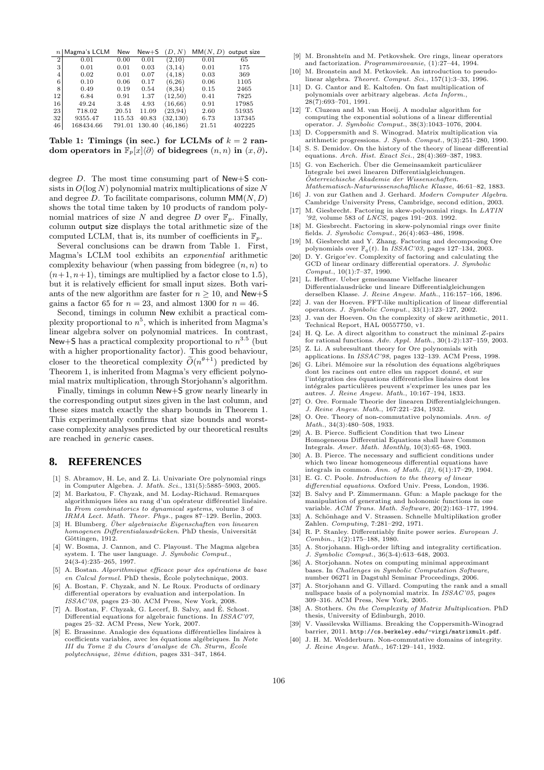| $n$ | Magma's LCLM | New | New+S | $(D, N)$ | $\mathsf{MM}(N, D)$ | output size |
|---|---|---|---|---|---|---|
| 2 | 0.01 | 0.00 | 0.01 | (2,10) | 0.01 | 65 |
| 3 | 0.01 | 0.01 | 0.03 | (3,14) | 0.01 | 175 |
| 4 | 0.02 | 0.01 | 0.07 | (4,18) | 0.03 | 369 |
| 6 | 0.10 | 0.06 | 0.17 | (6,26) | 0.06 | 1105 |
| 8 | 0.49 | 0.19 | 0.54 | (8,34) | 0.15 | 2465 |
| 12 | 6.84 | 0.91 | 1.37 | (12,50) | 0.41 | 7825 |
| 16 | 49.24 | 3.48 | 4.93 | (16,66) | 0.91 | 17985 |
| 23 | 718.02 | 20.51 | 11.09 | (23,94) | 2.60 | 51935 |
| 32 | 9355.47 | 115.53 | 40.83 | (32,130) | 6.73 | 137345 |
| 46 | 168434.66 | 791.01 | 130.40 | (46,186) | 21.51 | 402225 |

**Table 1: Timings (in sec.) for LCLMs of $k = 2$ random operators in $\mathbb{F}_p[x]\langle\partial\rangle$ of bidegrees $(n, n)$ in $(x, \partial)$.**

degree $D$. The most time consuming part of New+S consists in $O(\log N)$ polynomial matrix multiplications of size $N$ and degree $D$. To facilitate comparisons, column $\mathsf{MM}(N, D)$ shows the total time taken by 10 products of random polynomial matrices of size $N$ and degree $D$ over $\mathbb{F}_p$. Finally, column output size displays the total arithmetic size of the computed LCLM, that is, its number of coefficients in $\mathbb{F}_p$.

Several conclusions can be drawn from Table 1. First, Magma's LCLM tool exhibits an *exponential* arithmetic complexity behaviour (when passing from bidegree $(n, n)$ to $(n+1, n+1)$, timings are multiplied by a factor close to 1.5), but it is relatively efficient for small input sizes. Both variants of the new algorithm are faster for $n \geq 10$, and New+S gains a factor 65 for $n = 23$, and almost 1300 for $n = 46$.

Second, timings in column New exhibit a practical complexity proportional to $n^5$, which is inherited from Magma's linear algebra solver on polynomial matrices. In contrast, New+S has a practical complexity proportional to $n^{3.5}$ (but with a higher proportionality factor). This good behaviour, closer to the theoretical complexity $\widetilde{O}(n^{\theta+1})$ predicted by Theorem 1, is inherited from Magma's very efficient polynomial matrix multiplication, through Storjohann's algorithm.

Finally, timings in column New+S grow nearly linearly in the corresponding output sizes given in the last column, and these sizes match exactly the sharp bounds in Theorem 1. This experimentally confirms that size bounds and worst-case complexity analyses predicted by our theoretical results are reached in *generic* cases.

## 8. REFERENCES

[1] S. Abramov, H. Le, and Z. Li. Univariate Ore polynomial rings in Computer Algebra. *J. Math. Sci.*, 131(5):5885–5903, 2005.

[2] M. Barkatou, F. Chyzak, and M. Loday-Richaud. Remarques algorithmiques liées au rang d'un opérateur différentiel linéaire. In *From combinatorics to dynamical systems*, volume 3 of *IRMA Lect. Math. Theor. Phys.*, pages 87–129. Berlin, 2003.

[3] H. Blumberg. *Über algebraische Eigenschaften von linearen homogenen Differentialausdrücken*. PhD thesis, Universität Göttingen, 1912.

[4] W. Bosma, J. Cannon, and C. Playoust. The Magma algebra system. I. The user language. *J. Symbolic Comput.*, 24(3-4):235–265, 1997.

[5] A. Bostan. *Algorithmique efficace pour des opérations de base en Calcul formel*. PhD thesis, École polytechnique, 2003.

[6] A. Bostan, F. Chyzak, and N. Le Roux. Products of ordinary differential operators by evaluation and interpolation. In *ISSAC'08*, pages 23–30. ACM Press, New York, 2008.

[7] A. Bostan, F. Chyzak, G. Lecerf, B. Salvy, and É. Schost. Differential equations for algebraic functions. In *ISSAC'07*, pages 25–32. ACM Press, New York, 2007.

[8] E. Brassinne. Analogie des équations différentielles linéaires à coefficients variables, avec les équations algébriques. In *Note III du Tome 2 du Cours d'analyse de Ch. Sturm, École polytechnique, 2ème édition*, pages 331–347, 1864.

[9] M. Bronshteĭn and M. Petkovshek. Ore rings, linear operators and factorization. *Programmirovanie*, (1):27–44, 1994.

[10] M. Bronstein and M. Petkovšek. An introduction to pseudo-linear algebra. *Theoret. Comput. Sci.*, 157(1):3–33, 1996.

[11] D. G. Cantor and E. Kaltofen. On fast multiplication of polynomials over arbitrary algebras. *Acta Inform.*, 28(7):693–701, 1991.

[12] T. Cluzeau and M. van Hoeij. A modular algorithm for computing the exponential solutions of a linear differential operator. *J. Symbolic Comput.*, 38(3):1043–1076, 2004.

[13] D. Coppersmith and S. Winograd. Matrix multiplication via arithmetic progressions. *J. Symb. Comput.*, 9(3):251–280, 1990.

[14] S. S. Demidov. On the history of the theory of linear differential equations. *Arch. Hist. Exact Sci.*, 28(4):369–387, 1983.

[15] G. von Escherich. Über die Gemeinsamkeit particulärer Integrale bei zwei linearen Differentialgleichungen. *Österreichische Akademie der Wissenschaften. Mathematisch-Naturwissenschaftliche Klasse*, 46:61–82, 1883.

[16] J. von zur Gathen and J. Gerhard. *Modern Computer Algebra*. Cambridge University Press, Cambridge, second edition, 2003.

[17] M. Giesbrecht. Factoring in skew-polynomial rings. In *LATIN '92*, volume 583 of *LNCS*, pages 191–203. 1992.

[18] M. Giesbrecht. Factoring in skew-polynomial rings over finite fields. *J. Symbolic Comput.*, 26(4):463–486, 1998.

[19] M. Giesbrecht and Y. Zhang. Factoring and decomposing Ore polynomials over $\mathbb{F}_q(t)$. In *ISSAC'03*, pages 127–134, 2003.

[20] D. Y. Grigor'ev. Complexity of factoring and calculating the GCD of linear ordinary differential operators. *J. Symbolic Comput.*, 10(1):7–37, 1990.

[21] L. Heffter. Ueber gemeinsame Vielfache linearer Differentialausdrücke und lineare Differentialgleichungen derselben Klasse. *J. Reine Angew. Math.*, 116:157–166, 1896.

[22] J. van der Hoeven. FFT-like multiplication of linear differential operators. *J. Symbolic Comput.*, 33(1):123–127, 2002.

[23] J. van der Hoeven. On the complexity of skew arithmetic, 2011. Technical Report, HAL 00557750, v1.

[24] H. Q. Le. A direct algorithm to construct the minimal $Z$-pairs for rational functions. *Adv. Appl. Math.*, 30(1-2):137–159, 2003.

[25] Z. Li. A subresultant theory for Ore polynomials with applications. In *ISSAC'98*, pages 132–139. ACM Press, 1998.

[26] G. Libri. Mémoire sur la résolution des équations algébriques dont les racines ont entre elles un rapport donné, et sur l'intégration des équations différentielles linéaires dont les intégrales particulières peuvent s'exprimer les unes par les autres. *J. Reine Angew. Math.*, 10:167–194, 1833.

[27] O. Ore. Formale Theorie der linearen Differentialgleichungen. *J. Reine Angew. Math.*, 167:221–234, 1932.

[28] O. Ore. Theory of non-commutative polynomials. *Ann. of Math.*, 34(3):480–508, 1933.

[29] A. B. Pierce. Sufficient Condition that two Linear Homogeneous Differential Equations shall have Common Integrals. *Amer. Math. Monthly*, 10(3):65–68, 1903.

[30] A. B. Pierce. The necessary and sufficient conditions under which two linear homogeneous differential equations have integrals in common. *Ann. of Math. (2)*, 6(1):17–29, 1904.

[31] E. G. C. Poole. *Introduction to the theory of linear differential equations*. Oxford Univ. Press, London, 1936.

[32] B. Salvy and P. Zimmermann. Gfun: a Maple package for the manipulation of generating and holonomic functions in one variable. *ACM Trans. Math. Software*, 20(2):163–177, 1994.

[33] A. Schönhage and V. Strassen. Schnelle Multiplikation großer Zahlen. *Computing*, 7:281–292, 1971.

[34] R. P. Stanley. Differentiably finite power series. *European J. Combin.*, 1(2):175–188, 1980.

[35] A. Storjohann. High-order lifting and integrality certification. *J. Symbolic Comput.*, 36(3-4):613–648, 2003.

[36] A. Storjohann. Notes on computing minimal approximant bases. In *Challenges in Symbolic Computation Software*, number 06271 in Dagstuhl Seminar Proceedings, 2006.

[37] A. Storjohann and G. Villard. Computing the rank and a small nullspace basis of a polynomial matrix. In *ISSAC'05*, pages 309–316. ACM Press, New York, 2005.

[38] A. Stothers. *On the Complexity of Matrix Multiplication*. PhD thesis, University of Edinburgh, 2010.

[39] V. Vassilevska Williams. Breaking the Coppersmith-Winograd barrier, 2011. http://cs.berkeley.edu/~virgi/matrixmult.pdf.

[40] J. H. M. Wedderburn. Non-commutative domains of integrity. *J. Reine Angew. Math.*, 167:129–141, 1932.